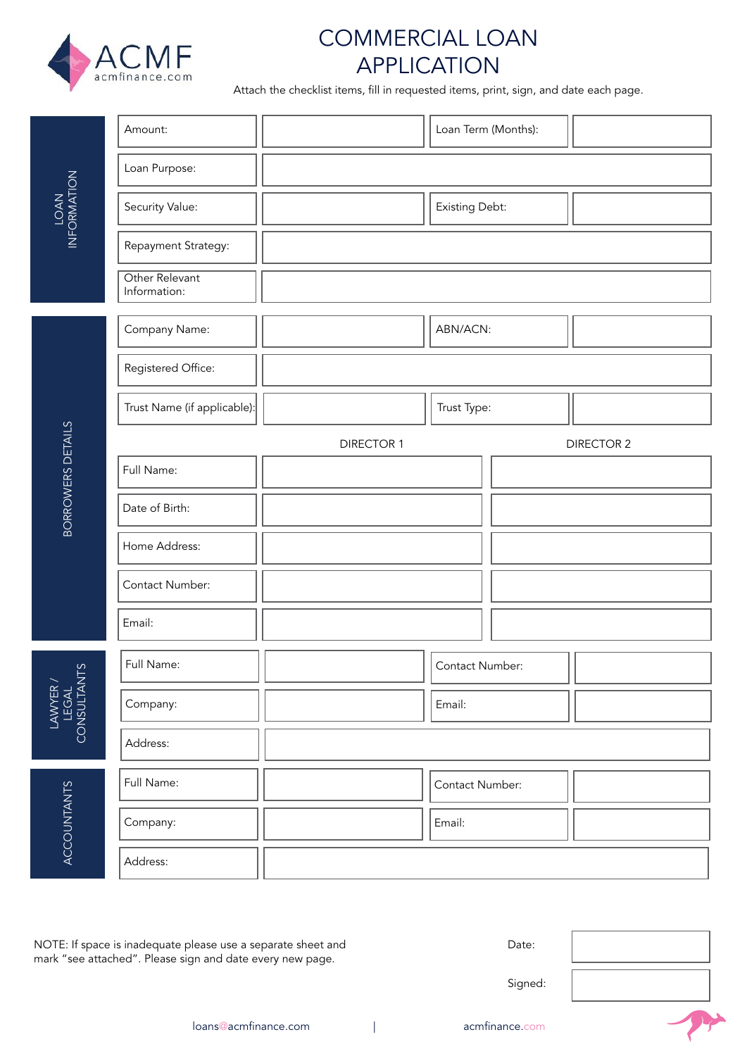ACMF
acmfinance.com

# COMMERCIAL LOAN APPLICATION

Attach the checklist items, fill in requested items, print, sign, and date each page.

## LOAN INFORMATION

| | | | |
|---|---|---|---|
| Amount: | | Loan Term (Months): | |
| Loan Purpose: | | | |
| Security Value: | | Existing Debt: | |
| Repayment Strategy: | | | |
| Other Relevant Information: | | | |

## BORROWERS DETAILS

| | | | |
|---|---|---|---|
| Company Name: | | ABN/ACN: | |
| Registered Office: | | | |
| Trust Name (if applicable): | | Trust Type: | |

| | DIRECTOR 1 | DIRECTOR 2 |
|---|---|---|
| Full Name: | | |
| Date of Birth: | | |
| Home Address: | | |
| Contact Number: | | |
| Email: | | |

## LAWYER / LEGAL CONSULTANTS

| | | | |
|---|---|---|---|
| Full Name: | | Contact Number: | |
| Company: | | Email: | |
| Address: | | | |

## ACCOUNTANTS

| | | | |
|---|---|---|---|
| Full Name: | | Contact Number: | |
| Company: | | Email: | |
| Address: | | | |

NOTE: If space is inadequate please use a separate sheet and mark "see attached". Please sign and date every new page.

| | |
|---|---|
| Date: | |
| Signed: | |

loans@acmfinance.com | acmfinance.com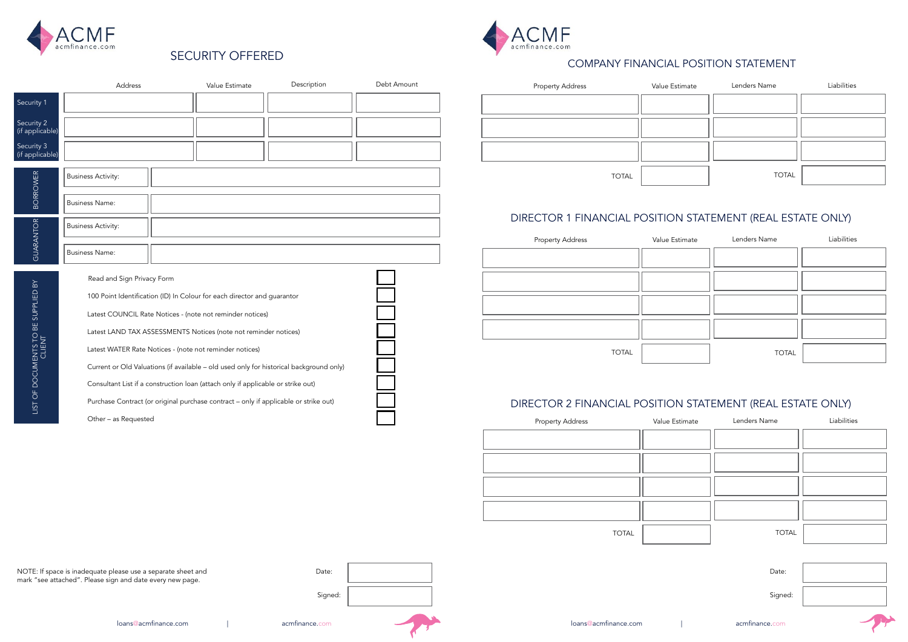## SECURITY OFFERED

| | Address | Value Estimate | Description | Debt Amount |
|---|---|---|---|---|
| Security 1 | | | | |
| Security 2 (if applicable) | | | | |
| Security 3 (if applicable) | | | | |

| | | |
|---|---|---|
| BORROWER | Business Activity: | |
| | Business Name: | |
| GUARANTOR | Business Activity: | |
| | Business Name: | |

**LIST OF DOCUMENTS TO BE SUPPLIED BY CLIENT**

- [ ] Read and Sign Privacy Form
- [ ] 100 Point Identification (ID) In Colour for each director and guarantor
- [ ] Latest COUNCIL Rate Notices - (note not reminder notices)
- [ ] Latest LAND TAX ASSESSMENTS Notices (note not reminder notices)
- [ ] Latest WATER Rate Notices - (note not reminder notices)
- [ ] Current or Old Valuations (if available – old used only for historical background only)
- [ ] Consultant List if a construction loan (attach only if applicable or strike out)
- [ ] Purchase Contract (or original purchase contract – only if applicable or strike out)
- [ ] Other – as Requested

NOTE: If space is inadequate please use a separate sheet and mark "see attached". Please sign and date every new page.

Date:

Signed:

loans@acmfinance.com | acmfinance.com

## COMPANY FINANCIAL POSITION STATEMENT

| Property Address | Value Estimate | Lenders Name | Liabilities |
|---|---|---|---|
| | | | |
| | | | |
| | | | |
| TOTAL | | TOTAL | |

## DIRECTOR 1 FINANCIAL POSITION STATEMENT (REAL ESTATE ONLY)

| Property Address | Value Estimate | Lenders Name | Liabilities |
|---|---|---|---|
| | | | |
| | | | |
| | | | |
| | | | |
| TOTAL | | TOTAL | |

## DIRECTOR 2 FINANCIAL POSITION STATEMENT (REAL ESTATE ONLY)

| Property Address | Value Estimate | Lenders Name | Liabilities |
|---|---|---|---|
| | | | |
| | | | |
| | | | |
| | | | |
| TOTAL | | TOTAL | |

Date:

Signed:

loans@acmfinance.com | acmfinance.com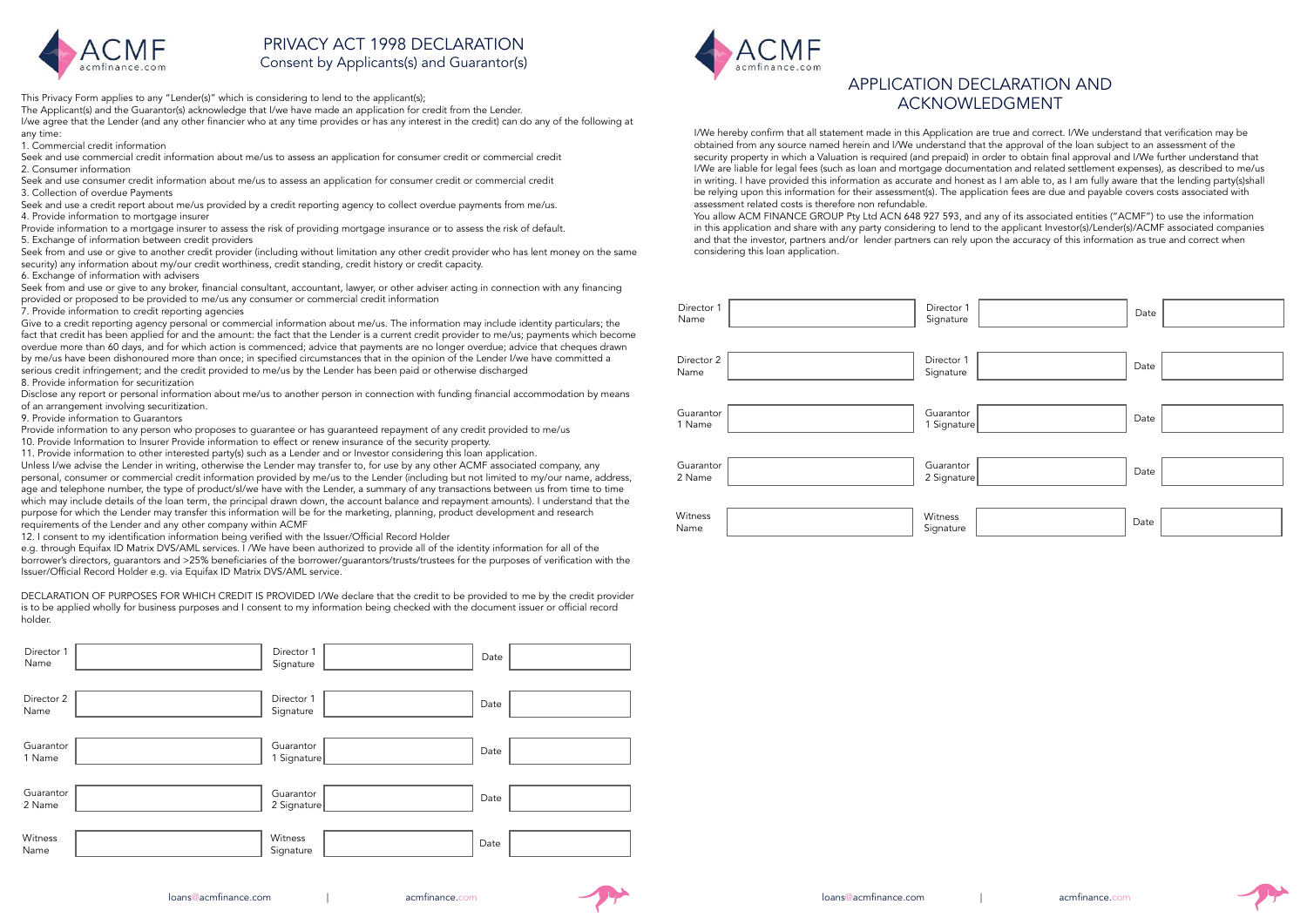# PRIVACY ACT 1998 DECLARATION

## Consent by Applicants(s) and Guarantor(s)

This Privacy Form applies to any "Lender(s)" which is considering to lend to the applicant(s);
The Applicant(s) and the Guarantor(s) acknowledge that I/we have made an application for credit from the Lender.
I/we agree that the Lender (and any other financier who at any time provides or has any interest in the credit) can do any of the following at any time:

1. Commercial credit information
Seek and use commercial credit information about me/us to assess an application for consumer credit or commercial credit
2. Consumer information
Seek and use consumer credit information about me/us to assess an application for consumer credit or commercial credit
3. Collection of overdue Payments
Seek and use a credit report about me/us provided by a credit reporting agency to collect overdue payments from me/us.
4. Provide information to mortgage insurer
Provide information to a mortgage insurer to assess the risk of providing mortgage insurance or to assess the risk of default.
5. Exchange of information between credit providers
Seek from and use or give to another credit provider (including without limitation any other credit provider who has lent money on the same security) any information about my/our credit worthiness, credit standing, credit history or credit capacity.
6. Exchange of information with advisers
Seek from and use or give to any broker, financial consultant, accountant, lawyer, or other adviser acting in connection with any financing provided or proposed to be provided to me/us any consumer or commercial credit information
7. Provide information to credit reporting agencies
Give to a credit reporting agency personal or commercial information about me/us. The information may include identity particulars; the fact that credit has been applied for and the amount: the fact that the Lender is a current credit provider to me/us; payments which become overdue more than 60 days, and for which action is commenced; advice that payments are no longer overdue; advice that cheques drawn by me/us have been dishonoured more than once; in specified circumstances that in the opinion of the Lender I/we have committed a serious credit infringement; and the credit provided to me/us by the Lender has been paid or otherwise discharged
8. Provide information for securitization
Disclose any report or personal information about me/us to another person in connection with funding financial accommodation by means of an arrangement involving securitization.
9. Provide information to Guarantors
Provide information to any person who proposes to guarantee or has guaranteed repayment of any credit provided to me/us
10. Provide Information to Insurer Provide information to effect or renew insurance of the security property.
11. Provide information to other interested party(s) such as a Lender and or Investor considering this loan application.

Unless I/we advise the Lender in writing, otherwise the Lender may transfer to, for use by any other ACMF associated company, any personal, consumer or commercial credit information provided by me/us to the Lender (including but not limited to my/our name, address, age and telephone number, the type of product/sI/we have with the Lender, a summary of any transactions between us from time to time which may include details of the loan term, the principal drawn down, the account balance and repayment amounts). I understand that the purpose for which the Lender may transfer this information will be for the marketing, planning, product development and research requirements of the Lender and any other company within ACMF

12. I consent to my identification information being verified with the Issuer/Official Record Holder
e.g. through Equifax ID Matrix DVS/AML services. I /We have been authorized to provide all of the identity information for all of the borrower's directors, guarantors and >25% beneficiaries of the borrower/guarantors/trusts/trustees for the purposes of verification with the Issuer/Official Record Holder e.g. via Equifax ID Matrix DVS/AML service.

DECLARATION OF PURPOSES FOR WHICH CREDIT IS PROVIDED I/We declare that the credit to be provided to me by the credit provider is to be applied wholly for business purposes and I consent to my information being checked with the document issuer or official record holder.

| | | | | | |
|---|---|---|---|---|---|
| Director 1 Name | | Director 1 Signature | | Date | |
| Director 2 Name | | Director 1 Signature | | Date | |
| Guarantor 1 Name | | Guarantor 1 Signature | | Date | |
| Guarantor 2 Name | | Guarantor 2 Signature | | Date | |
| Witness Name | | Witness Signature | | Date | |

# APPLICATION DECLARATION AND ACKNOWLEDGMENT

I/We hereby confirm that all statement made in this Application are true and correct. I/We understand that verification may be obtained from any source named herein and I/We understand that the approval of the loan subject to an assessment of the security property in which a Valuation is required (and prepaid) in order to obtain final approval and I/We further understand that I/We are liable for legal fees (such as loan and mortgage documentation and related settlement expenses), as described to me/us in writing. I have provided this information as accurate and honest as I am able to, as I am fully aware that the lending party(s)shall be relying upon this information for their assessment(s). The application fees are due and payable covers costs associated with assessment related costs is therefore non refundable.

You allow ACM FINANCE GROUP Pty Ltd ACN 648 927 593, and any of its associated entities ("ACMF") to use the information in this application and share with any party considering to lend to the applicant Investor(s)/Lender(s)/ACMF associated companies and that the investor, partners and/or lender partners can rely upon the accuracy of this information as true and correct when considering this loan application.

| | | | | | |
|---|---|---|---|---|---|
| Director 1 Name | | Director 1 Signature | | Date | |
| Director 2 Name | | Director 1 Signature | | Date | |
| Guarantor 1 Name | | Guarantor 1 Signature | | Date | |
| Guarantor 2 Name | | Guarantor 2 Signature | | Date | |
| Witness Name | | Witness Signature | | Date | |